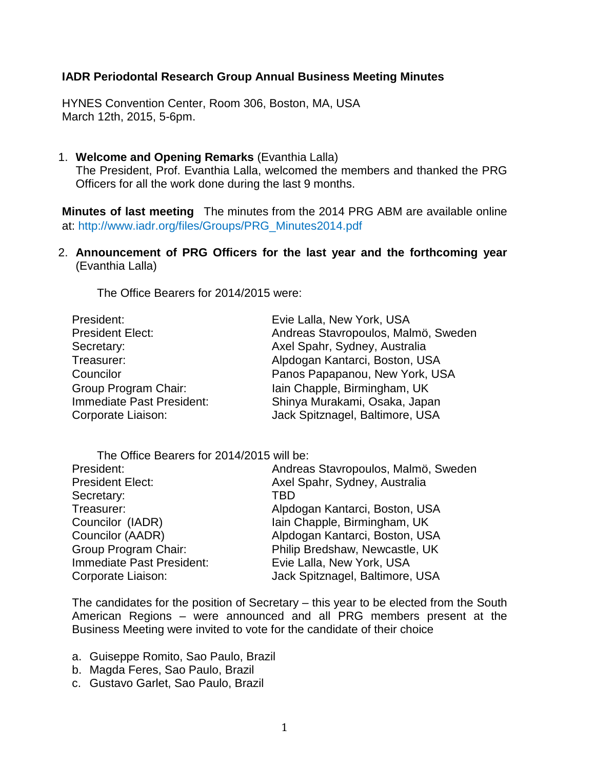**IADR Periodontal Research Group Annual Business Meeting Minutes**

HYNES Convention Center, Room 306, Boston, MA, USA
March 12th, 2015, 5-6pm.

1. **Welcome and Opening Remarks** (Evanthia Lalla)
   The President, Prof. Evanthia Lalla, welcomed the members and thanked the PRG Officers for all the work done during the last 9 months.

**Minutes of last meeting** The minutes from the 2014 PRG ABM are available online at: http://www.iadr.org/files/Groups/PRG_Minutes2014.pdf

2. **Announcement of PRG Officers for the last year and the forthcoming year** (Evanthia Lalla)

   The Office Bearers for 2014/2015 were:

| | |
|---|---|
| President: | Evie Lalla, New York, USA |
| President Elect: | Andreas Stavropoulos, Malmö, Sweden |
| Secretary: | Axel Spahr, Sydney, Australia |
| Treasurer: | Alpdogan Kantarci, Boston, USA |
| Councilor | Panos Papapanou, New York, USA |
| Group Program Chair: | Iain Chapple, Birmingham, UK |
| Immediate Past President: | Shinya Murakami, Osaka, Japan |
| Corporate Liaison: | Jack Spitznagel, Baltimore, USA |

   The Office Bearers for 2014/2015 will be:

| | |
|---|---|
| President: | Andreas Stavropoulos, Malmö, Sweden |
| President Elect: | Axel Spahr, Sydney, Australia |
| Secretary: | TBD |
| Treasurer: | Alpdogan Kantarci, Boston, USA |
| Councilor (IADR) | Iain Chapple, Birmingham, UK |
| Councilor (AADR) | Alpdogan Kantarci, Boston, USA |
| Group Program Chair: | Philip Bredshaw, Newcastle, UK |
| Immediate Past President: | Evie Lalla, New York, USA |
| Corporate Liaison: | Jack Spitznagel, Baltimore, USA |

   The candidates for the position of Secretary – this year to be elected from the South American Regions – were announced and all PRG members present at the Business Meeting were invited to vote for the candidate of their choice

   a. Guiseppe Romito, Sao Paulo, Brazil
   b. Magda Feres, Sao Paulo, Brazil
   c. Gustavo Garlet, Sao Paulo, Brazil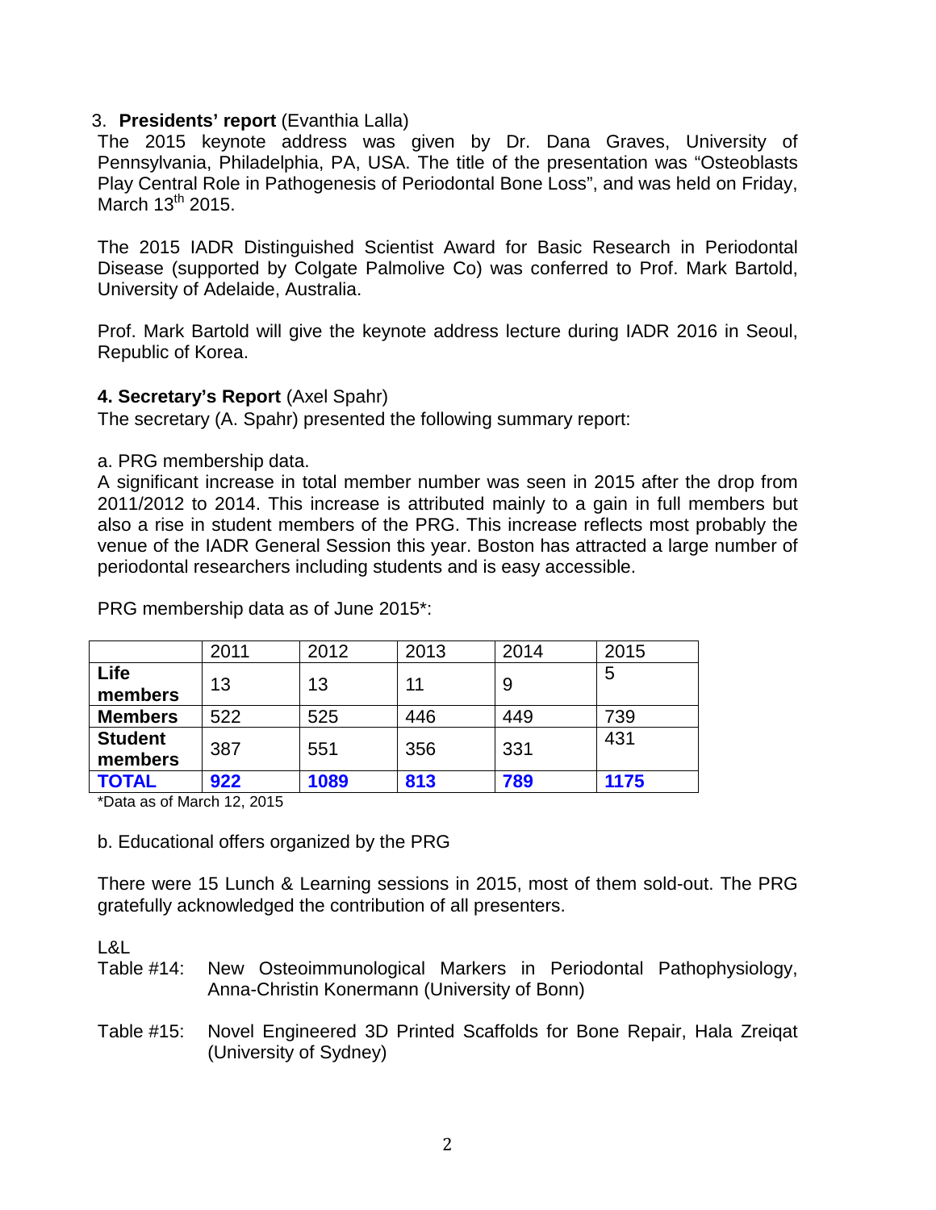3. **Presidents' report** (Evanthia Lalla)

The 2015 keynote address was given by Dr. Dana Graves, University of Pennsylvania, Philadelphia, PA, USA. The title of the presentation was "Osteoblasts Play Central Role in Pathogenesis of Periodontal Bone Loss", and was held on Friday, March 13th 2015.

The 2015 IADR Distinguished Scientist Award for Basic Research in Periodontal Disease (supported by Colgate Palmolive Co) was conferred to Prof. Mark Bartold, University of Adelaide, Australia.

Prof. Mark Bartold will give the keynote address lecture during IADR 2016 in Seoul, Republic of Korea.

**4. Secretary's Report** (Axel Spahr)

The secretary (A. Spahr) presented the following summary report:

a. PRG membership data.

A significant increase in total member number was seen in 2015 after the drop from 2011/2012 to 2014. This increase is attributed mainly to a gain in full members but also a rise in student members of the PRG. This increase reflects most probably the venue of the IADR General Session this year. Boston has attracted a large number of periodontal researchers including students and is easy accessible.

PRG membership data as of June 2015*:

| | 2011 | 2012 | 2013 | 2014 | 2015 |
|---|---|---|---|---|---|
| **Life members** | 13 | 13 | 11 | 9 | 5 |
| **Members** | 522 | 525 | 446 | 449 | 739 |
| **Student members** | 387 | 551 | 356 | 331 | 431 |
| **TOTAL** | **922** | **1089** | **813** | **789** | **1175** |

*Data as of March 12, 2015

b. Educational offers organized by the PRG

There were 15 Lunch & Learning sessions in 2015, most of them sold-out. The PRG gratefully acknowledged the contribution of all presenters.

L&L

Table #14: New Osteoimmunological Markers in Periodontal Pathophysiology, Anna-Christin Konermann (University of Bonn)

Table #15: Novel Engineered 3D Printed Scaffolds for Bone Repair, Hala Zreiqat (University of Sydney)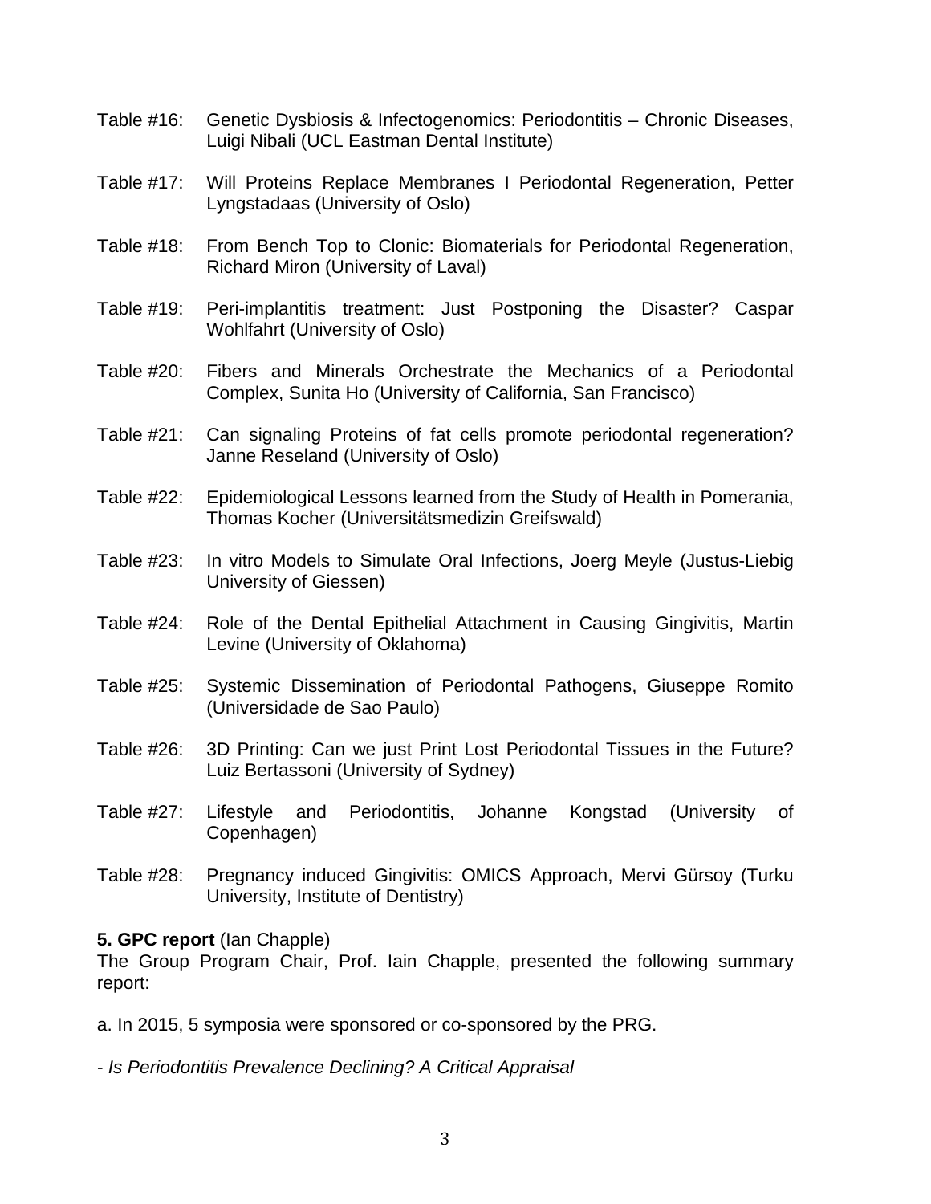Table #16: Genetic Dysbiosis & Infectogenomics: Periodontitis – Chronic Diseases, Luigi Nibali (UCL Eastman Dental Institute)

Table #17: Will Proteins Replace Membranes I Periodontal Regeneration, Petter Lyngstadaas (University of Oslo)

Table #18: From Bench Top to Clonic: Biomaterials for Periodontal Regeneration, Richard Miron (University of Laval)

Table #19: Peri-implantitis treatment: Just Postponing the Disaster? Caspar Wohlfahrt (University of Oslo)

Table #20: Fibers and Minerals Orchestrate the Mechanics of a Periodontal Complex, Sunita Ho (University of California, San Francisco)

Table #21: Can signaling Proteins of fat cells promote periodontal regeneration? Janne Reseland (University of Oslo)

Table #22: Epidemiological Lessons learned from the Study of Health in Pomerania, Thomas Kocher (Universitätsmedizin Greifswald)

Table #23: In vitro Models to Simulate Oral Infections, Joerg Meyle (Justus-Liebig University of Giessen)

Table #24: Role of the Dental Epithelial Attachment in Causing Gingivitis, Martin Levine (University of Oklahoma)

Table #25: Systemic Dissemination of Periodontal Pathogens, Giuseppe Romito (Universidade de Sao Paulo)

Table #26: 3D Printing: Can we just Print Lost Periodontal Tissues in the Future? Luiz Bertassoni (University of Sydney)

Table #27: Lifestyle and Periodontitis, Johanne Kongstad (University of Copenhagen)

Table #28: Pregnancy induced Gingivitis: OMICS Approach, Mervi Gürsoy (Turku University, Institute of Dentistry)

**5. GPC report** (Ian Chapple)
The Group Program Chair, Prof. Iain Chapple, presented the following summary report:

a. In 2015, 5 symposia were sponsored or co-sponsored by the PRG.

- *Is Periodontitis Prevalence Declining? A Critical Appraisal*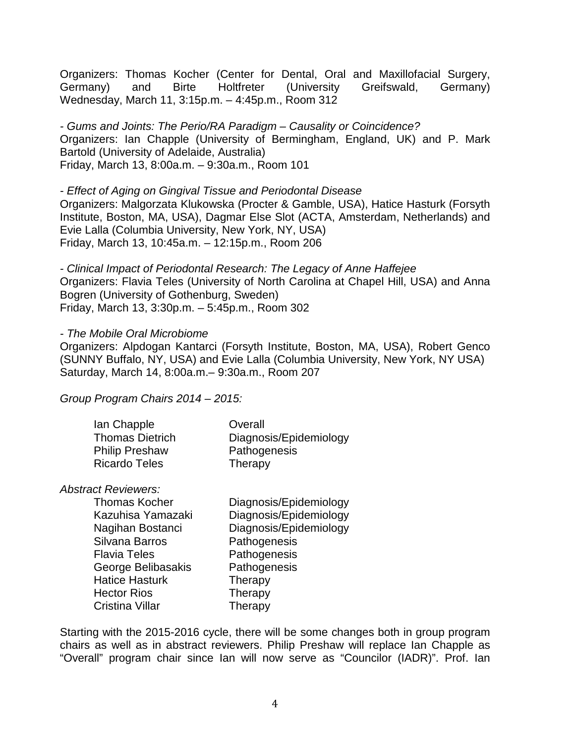Organizers: Thomas Kocher (Center for Dental, Oral and Maxillofacial Surgery, Germany) and Birte Holtfreter (University Greifswald, Germany)
Wednesday, March 11, 3:15p.m. – 4:45p.m., Room 312

- *Gums and Joints: The Perio/RA Paradigm – Causality or Coincidence?*
Organizers: Ian Chapple (University of Bermingham, England, UK) and P. Mark Bartold (University of Adelaide, Australia)
Friday, March 13, 8:00a.m. – 9:30a.m., Room 101

- *Effect of Aging on Gingival Tissue and Periodontal Disease*
Organizers: Malgorzata Klukowska (Procter & Gamble, USA), Hatice Hasturk (Forsyth Institute, Boston, MA, USA), Dagmar Else Slot (ACTA, Amsterdam, Netherlands) and Evie Lalla (Columbia University, New York, NY, USA)
Friday, March 13, 10:45a.m. – 12:15p.m., Room 206

- *Clinical Impact of Periodontal Research: The Legacy of Anne Haffejee*
Organizers: Flavia Teles (University of North Carolina at Chapel Hill, USA) and Anna Bogren (University of Gothenburg, Sweden)
Friday, March 13, 3:30p.m. – 5:45p.m., Room 302

- *The Mobile Oral Microbiome*
Organizers: Alpdogan Kantarci (Forsyth Institute, Boston, MA, USA), Robert Genco (SUNNY Buffalo, NY, USA) and Evie Lalla (Columbia University, New York, NY USA)
Saturday, March 14, 8:00a.m.– 9:30a.m., Room 207

*Group Program Chairs 2014 – 2015:*

| | |
|---|---|
| Ian Chapple | Overall |
| Thomas Dietrich | Diagnosis/Epidemiology |
| Philip Preshaw | Pathogenesis |
| Ricardo Teles | Therapy |

*Abstract Reviewers:*

| | |
|---|---|
| Thomas Kocher | Diagnosis/Epidemiology |
| Kazuhisa Yamazaki | Diagnosis/Epidemiology |
| Nagihan Bostanci | Diagnosis/Epidemiology |
| Silvana Barros | Pathogenesis |
| Flavia Teles | Pathogenesis |
| George Belibasakis | Pathogenesis |
| Hatice Hasturk | Therapy |
| Hector Rios | Therapy |
| Cristina Villar | Therapy |

Starting with the 2015-2016 cycle, there will be some changes both in group program chairs as well as in abstract reviewers. Philip Preshaw will replace Ian Chapple as "Overall" program chair since Ian will now serve as "Councilor (IADR)". Prof. Ian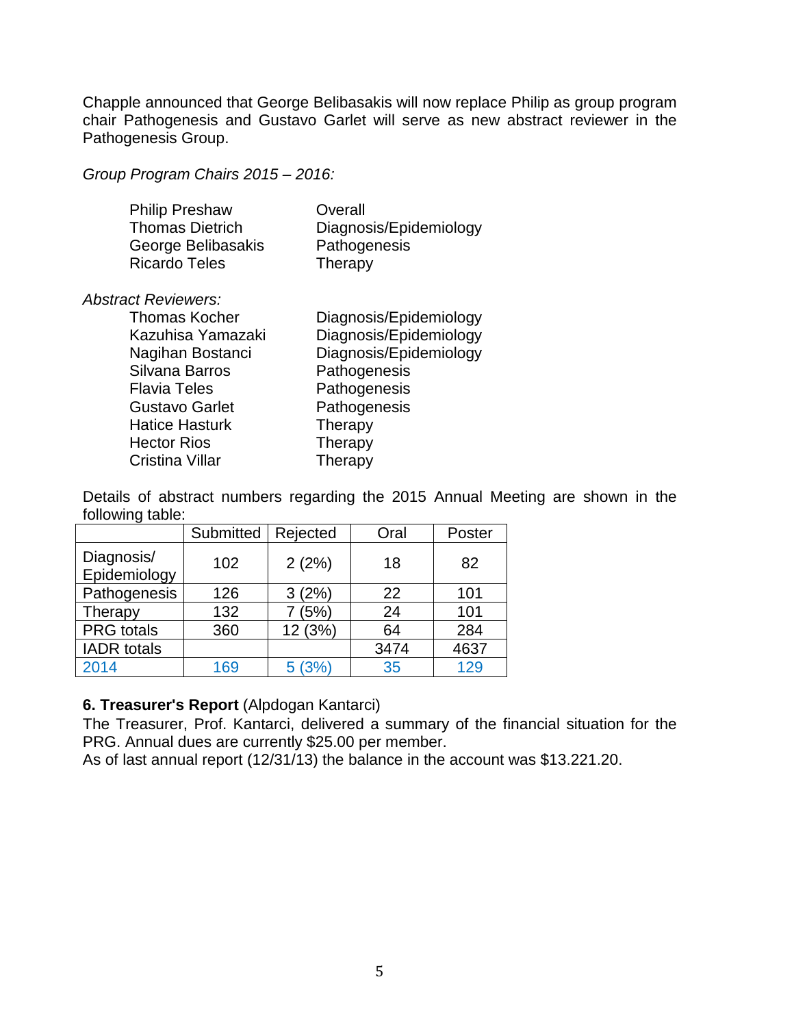Chapple announced that George Belibasakis will now replace Philip as group program chair Pathogenesis and Gustavo Garlet will serve as new abstract reviewer in the Pathogenesis Group.

*Group Program Chairs 2015 – 2016:*

| | |
|---|---|
| Philip Preshaw | Overall |
| Thomas Dietrich | Diagnosis/Epidemiology |
| George Belibasakis | Pathogenesis |
| Ricardo Teles | Therapy |

*Abstract Reviewers:*

| | |
|---|---|
| Thomas Kocher | Diagnosis/Epidemiology |
| Kazuhisa Yamazaki | Diagnosis/Epidemiology |
| Nagihan Bostanci | Diagnosis/Epidemiology |
| Silvana Barros | Pathogenesis |
| Flavia Teles | Pathogenesis |
| Gustavo Garlet | Pathogenesis |
| Hatice Hasturk | Therapy |
| Hector Rios | Therapy |
| Cristina Villar | Therapy |

Details of abstract numbers regarding the 2015 Annual Meeting are shown in the following table:

| | Submitted | Rejected | Oral | Poster |
|---|---|---|---|---|
| Diagnosis/ Epidemiology | 102 | 2 (2%) | 18 | 82 |
| Pathogenesis | 126 | 3 (2%) | 22 | 101 |
| Therapy | 132 | 7 (5%) | 24 | 101 |
| PRG totals | 360 | 12 (3%) | 64 | 284 |
| IADR totals | | | 3474 | 4637 |
| 2014 | 169 | 5 (3%) | 35 | 129 |

**6. Treasurer's Report** (Alpdogan Kantarci)

The Treasurer, Prof. Kantarci, delivered a summary of the financial situation for the PRG. Annual dues are currently $25.00 per member.

As of last annual report (12/31/13) the balance in the account was $13.221.20.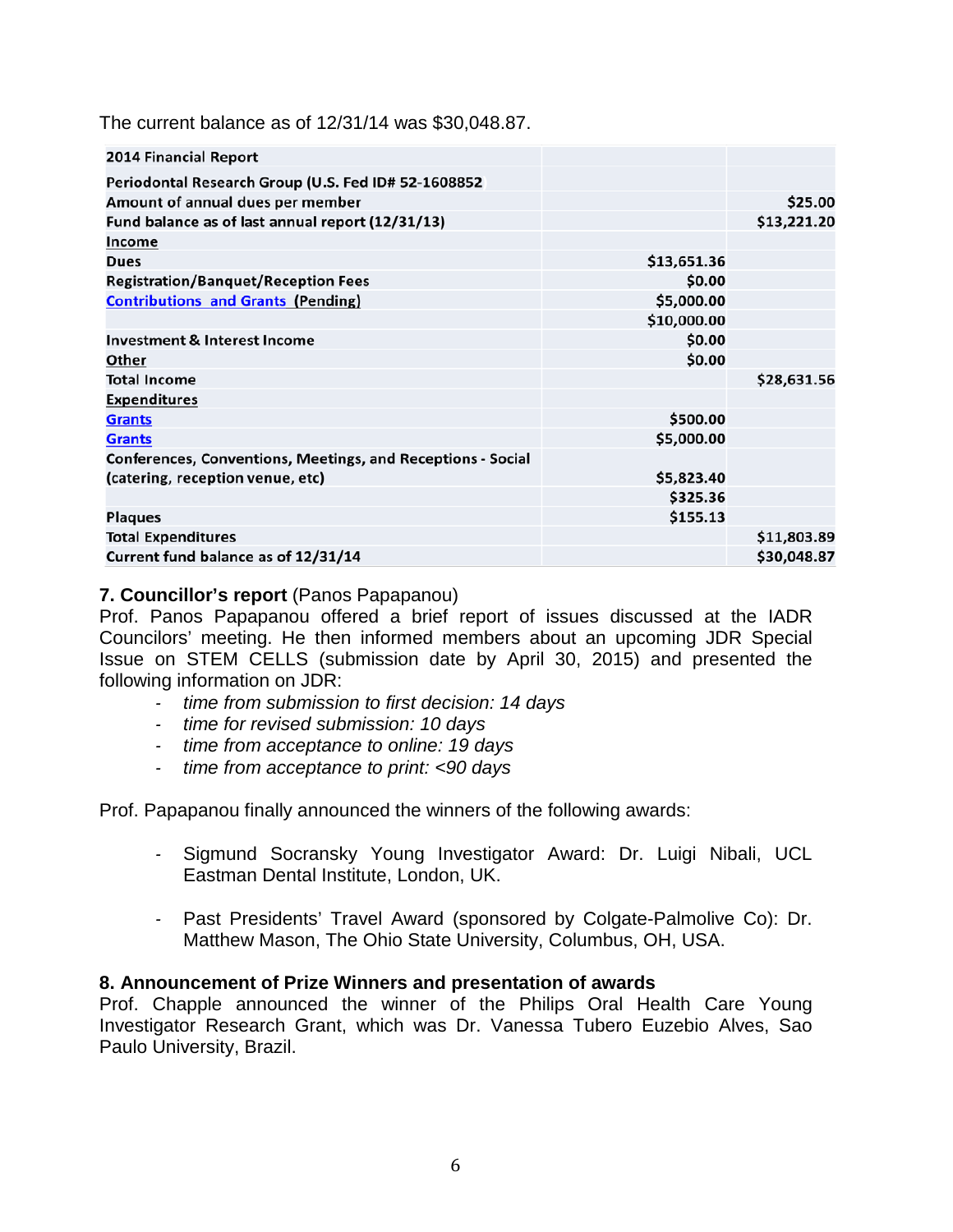The current balance as of 12/31/14 was $30,048.87.

| 2014 Financial Report | | |
|---|---|---|
| Periodontal Research Group (U.S. Fed ID# 52-1608852) | | |
| Amount of annual dues per member | | $25.00 |
| Fund balance as of last annual report (12/31/13) | | $13,221.20 |
| Income | | |
| Dues | $13,651.36 | |
| Registration/Banquet/Reception Fees | $0.00 | |
| Contributions and Grants (Pending) | $5,000.00 | |
| | $10,000.00 | |
| Investment & Interest Income | $0.00 | |
| Other | $0.00 | |
| Total Income | | $28,631.56 |
| Expenditures | | |
| Grants | $500.00 | |
| Grants | $5,000.00 | |
| Conferences, Conventions, Meetings, and Receptions - Social (catering, reception venue, etc) | $5,823.40 | |
| | $325.36 | |
| Plaques | $155.13 | |
| Total Expenditures | | $11,803.89 |
| Current fund balance as of 12/31/14 | | $30,048.87 |

**7. Councillor's report** (Panos Papapanou)

Prof. Panos Papapanou offered a brief report of issues discussed at the IADR Councilors' meeting. He then informed members about an upcoming JDR Special Issue on STEM CELLS (submission date by April 30, 2015) and presented the following information on JDR:

- *time from submission to first decision: 14 days*
- *time for revised submission: 10 days*
- *time from acceptance to online: 19 days*
- *time from acceptance to print: <90 days*

Prof. Papapanou finally announced the winners of the following awards:

- Sigmund Socransky Young Investigator Award: Dr. Luigi Nibali, UCL Eastman Dental Institute, London, UK.

- Past Presidents' Travel Award (sponsored by Colgate-Palmolive Co): Dr. Matthew Mason, The Ohio State University, Columbus, OH, USA.

**8. Announcement of Prize Winners and presentation of awards**

Prof. Chapple announced the winner of the Philips Oral Health Care Young Investigator Research Grant, which was Dr. Vanessa Tubero Euzebio Alves, Sao Paulo University, Brazil.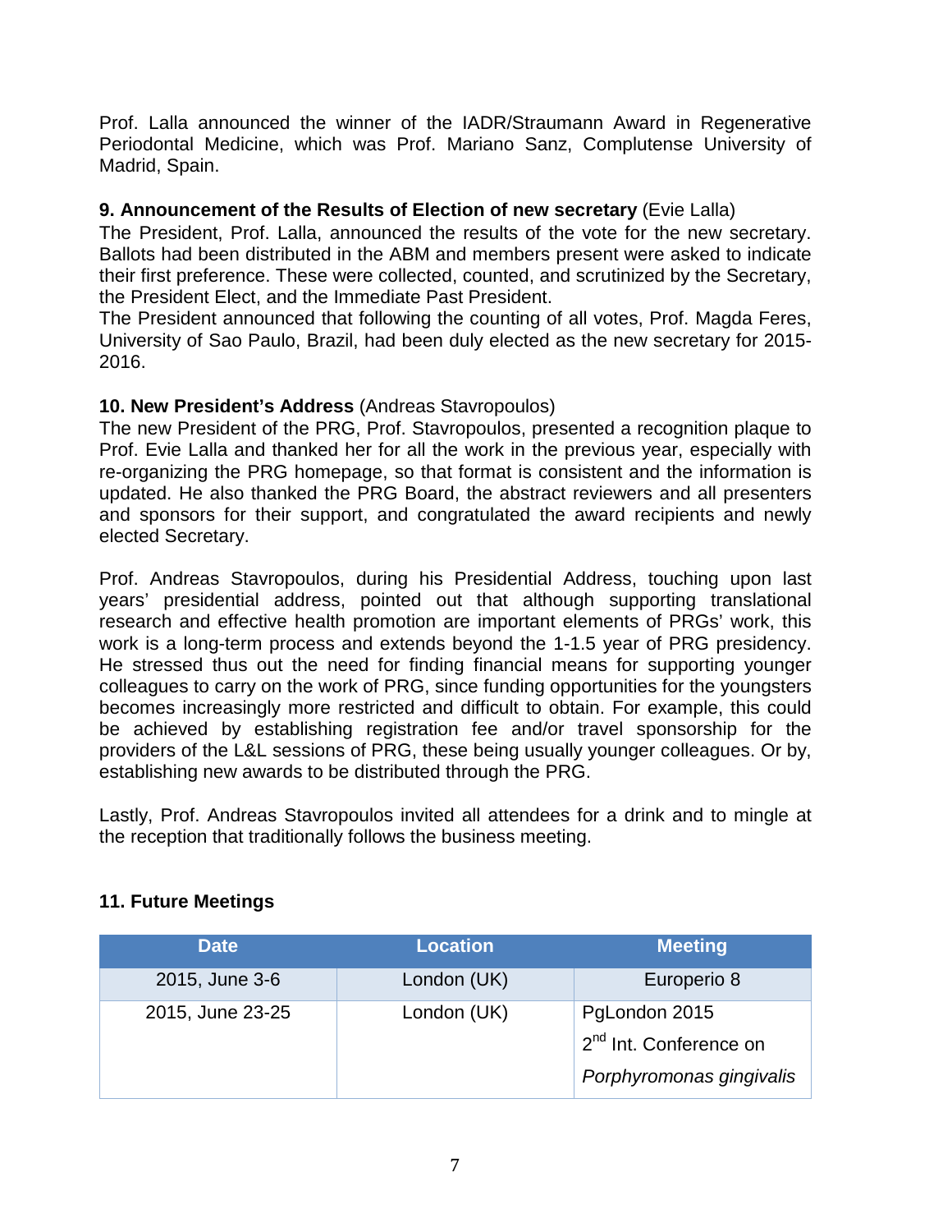Prof. Lalla announced the winner of the IADR/Straumann Award in Regenerative Periodontal Medicine, which was Prof. Mariano Sanz, Complutense University of Madrid, Spain.

**9. Announcement of the Results of Election of new secretary** (Evie Lalla)

The President, Prof. Lalla, announced the results of the vote for the new secretary. Ballots had been distributed in the ABM and members present were asked to indicate their first preference. These were collected, counted, and scrutinized by the Secretary, the President Elect, and the Immediate Past President.

The President announced that following the counting of all votes, Prof. Magda Feres, University of Sao Paulo, Brazil, had been duly elected as the new secretary for 2015-2016.

**10. New President's Address** (Andreas Stavropoulos)

The new President of the PRG, Prof. Stavropoulos, presented a recognition plaque to Prof. Evie Lalla and thanked her for all the work in the previous year, especially with re-organizing the PRG homepage, so that format is consistent and the information is updated. He also thanked the PRG Board, the abstract reviewers and all presenters and sponsors for their support, and congratulated the award recipients and newly elected Secretary.

Prof. Andreas Stavropoulos, during his Presidential Address, touching upon last years' presidential address, pointed out that although supporting translational research and effective health promotion are important elements of PRGs' work, this work is a long-term process and extends beyond the 1-1.5 year of PRG presidency. He stressed thus out the need for finding financial means for supporting younger colleagues to carry on the work of PRG, since funding opportunities for the youngsters becomes increasingly more restricted and difficult to obtain. For example, this could be achieved by establishing registration fee and/or travel sponsorship for the providers of the L&L sessions of PRG, these being usually younger colleagues. Or by, establishing new awards to be distributed through the PRG.

Lastly, Prof. Andreas Stavropoulos invited all attendees for a drink and to mingle at the reception that traditionally follows the business meeting.

**11. Future Meetings**

| Date | Location | Meeting |
|---|---|---|
| 2015, June 3-6 | London (UK) | Europerio 8 |
| 2015, June 23-25 | London (UK) | PgLondon 2015<br>2nd Int. Conference on<br>*Porphyromonas gingivalis* |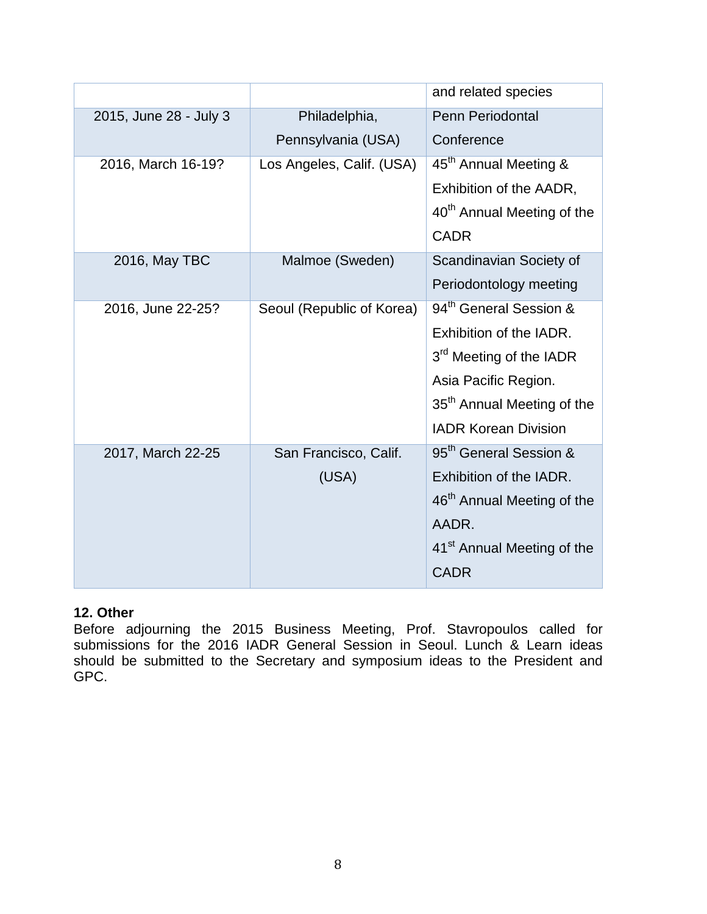| | | |
|---|---|---|
| | | and related species |
| 2015, June 28 - July 3 | Philadelphia, Pennsylvania (USA) | Penn Periodontal Conference |
| 2016, March 16-19? | Los Angeles, Calif. (USA) | 45th Annual Meeting & Exhibition of the AADR, 40th Annual Meeting of the CADR |
| 2016, May TBC | Malmoe (Sweden) | Scandinavian Society of Periodontology meeting |
| 2016, June 22-25? | Seoul (Republic of Korea) | 94th General Session & Exhibition of the IADR. 3rd Meeting of the IADR Asia Pacific Region. 35th Annual Meeting of the IADR Korean Division |
| 2017, March 22-25 | San Francisco, Calif. (USA) | 95th General Session & Exhibition of the IADR. 46th Annual Meeting of the AADR. 41st Annual Meeting of the CADR |

**12. Other**

Before adjourning the 2015 Business Meeting, Prof. Stavropoulos called for submissions for the 2016 IADR General Session in Seoul. Lunch & Learn ideas should be submitted to the Secretary and symposium ideas to the President and GPC.